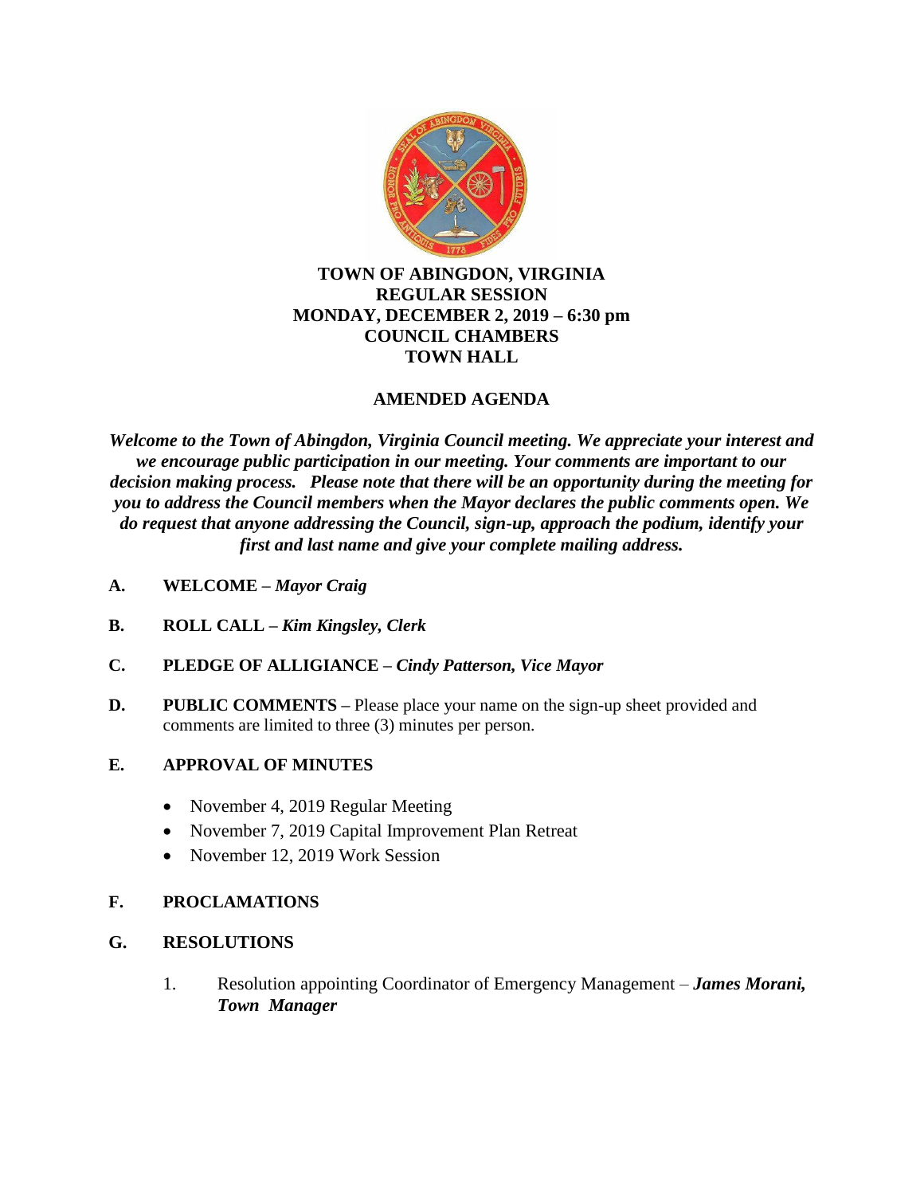**TOWN OF ABINGDON, VIRGINIA**
**REGULAR SESSION**
**MONDAY, DECEMBER 2, 2019 – 6:30 pm**
**COUNCIL CHAMBERS**
**TOWN HALL**

**AMENDED AGENDA**

***Welcome to the Town of Abingdon, Virginia Council meeting. We appreciate your interest and we encourage public participation in our meeting. Your comments are important to our decision making process. Please note that there will be an opportunity during the meeting for you to address the Council members when the Mayor declares the public comments open. We do request that anyone addressing the Council, sign-up, approach the podium, identify your first and last name and give your complete mailing address.***

**A. WELCOME –** ***Mayor Craig***

**B. ROLL CALL –** ***Kim Kingsley, Clerk***

**C. PLEDGE OF ALLIGIANCE –** ***Cindy Patterson, Vice Mayor***

**D. PUBLIC COMMENTS –** Please place your name on the sign-up sheet provided and comments are limited to three (3) minutes per person.

**E. APPROVAL OF MINUTES**

- November 4, 2019 Regular Meeting
- November 7, 2019 Capital Improvement Plan Retreat
- November 12, 2019 Work Session

**F. PROCLAMATIONS**

**G. RESOLUTIONS**

1. Resolution appointing Coordinator of Emergency Management – ***James Morani, Town Manager***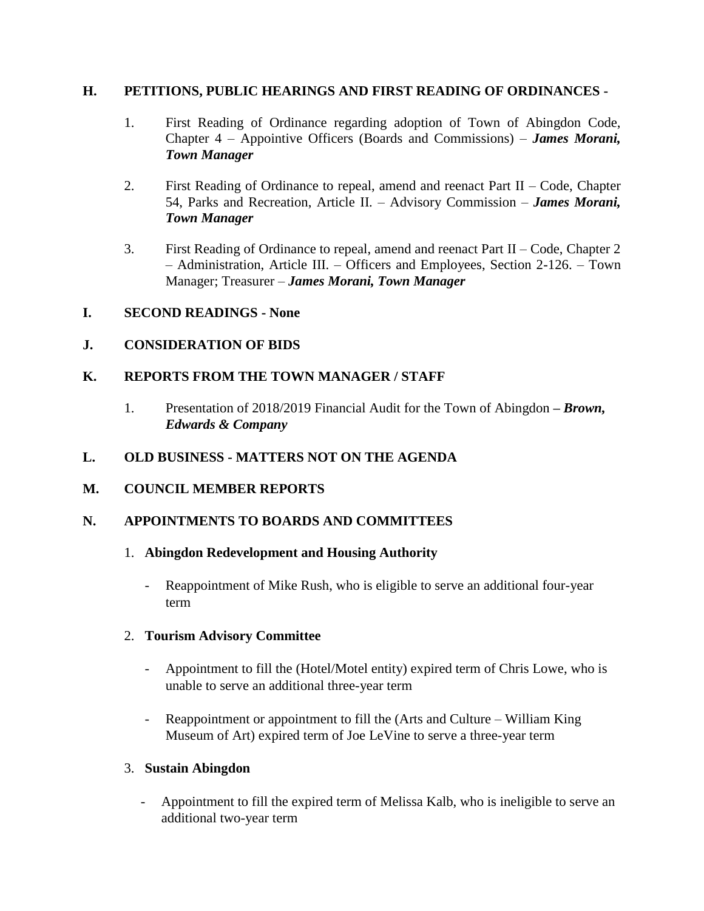## H. PETITIONS, PUBLIC HEARINGS AND FIRST READING OF ORDINANCES -

1. First Reading of Ordinance regarding adoption of Town of Abingdon Code, Chapter 4 – Appointive Officers (Boards and Commissions) – ***James Morani, Town Manager***

2. First Reading of Ordinance to repeal, amend and reenact Part II – Code, Chapter 54, Parks and Recreation, Article II. – Advisory Commission – ***James Morani, Town Manager***

3. First Reading of Ordinance to repeal, amend and reenact Part II – Code, Chapter 2 – Administration, Article III. – Officers and Employees, Section 2-126. – Town Manager; Treasurer – ***James Morani, Town Manager***

## I. SECOND READINGS - None

## J. CONSIDERATION OF BIDS

## K. REPORTS FROM THE TOWN MANAGER / STAFF

1. Presentation of 2018/2019 Financial Audit for the Town of Abingdon **–** ***Brown, Edwards & Company***

## L. OLD BUSINESS - MATTERS NOT ON THE AGENDA

## M. COUNCIL MEMBER REPORTS

## N. APPOINTMENTS TO BOARDS AND COMMITTEES

1. **Abingdon Redevelopment and Housing Authority**

   - Reappointment of Mike Rush, who is eligible to serve an additional four-year term

2. **Tourism Advisory Committee**

   - Appointment to fill the (Hotel/Motel entity) expired term of Chris Lowe, who is unable to serve an additional three-year term

   - Reappointment or appointment to fill the (Arts and Culture – William King Museum of Art) expired term of Joe LeVine to serve a three-year term

3. **Sustain Abingdon**

   - Appointment to fill the expired term of Melissa Kalb, who is ineligible to serve an additional two-year term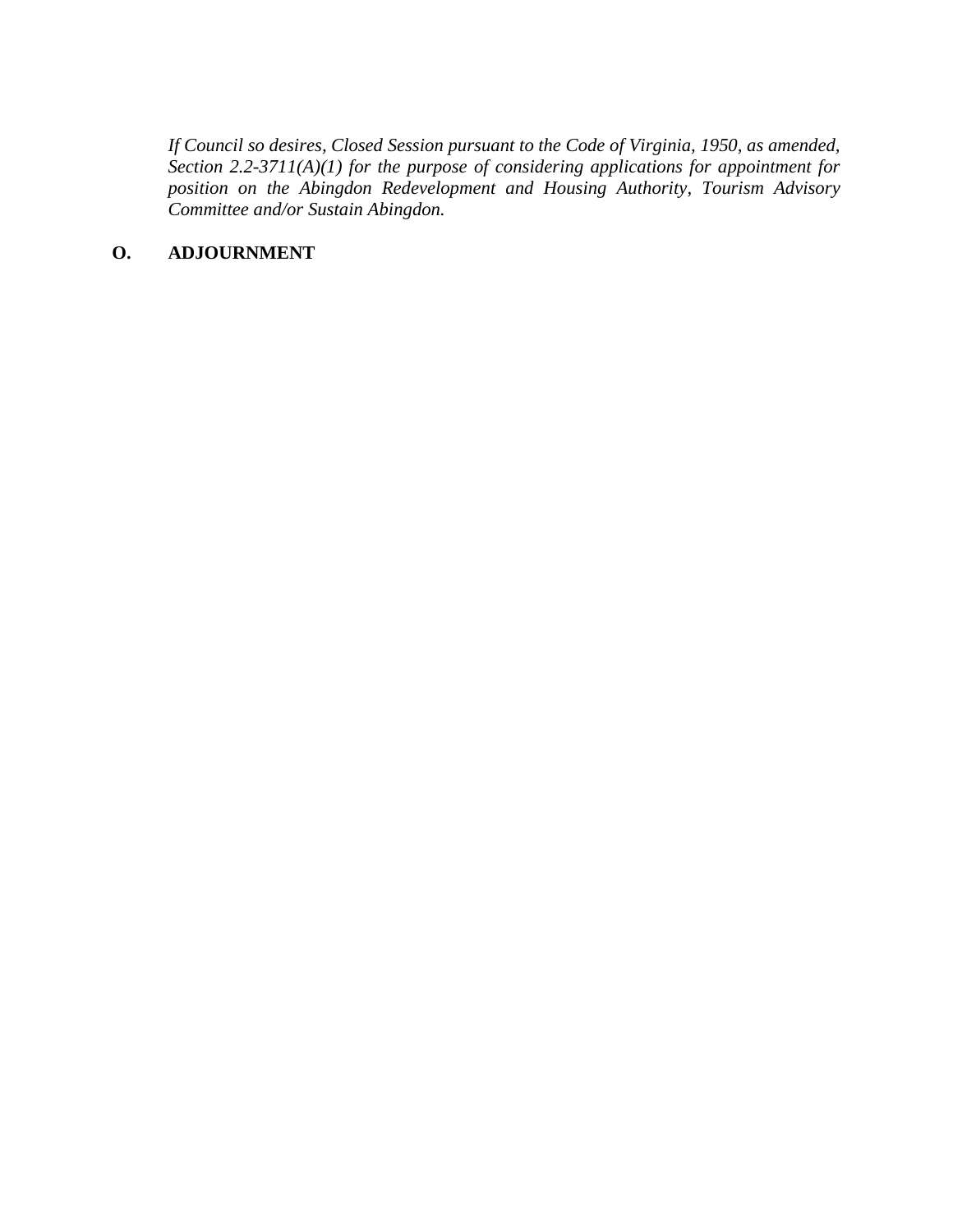*If Council so desires, Closed Session pursuant to the Code of Virginia, 1950, as amended, Section 2.2-3711(A)(1) for the purpose of considering applications for appointment for position on the Abingdon Redevelopment and Housing Authority, Tourism Advisory Committee and/or Sustain Abingdon.*

**O. ADJOURNMENT**